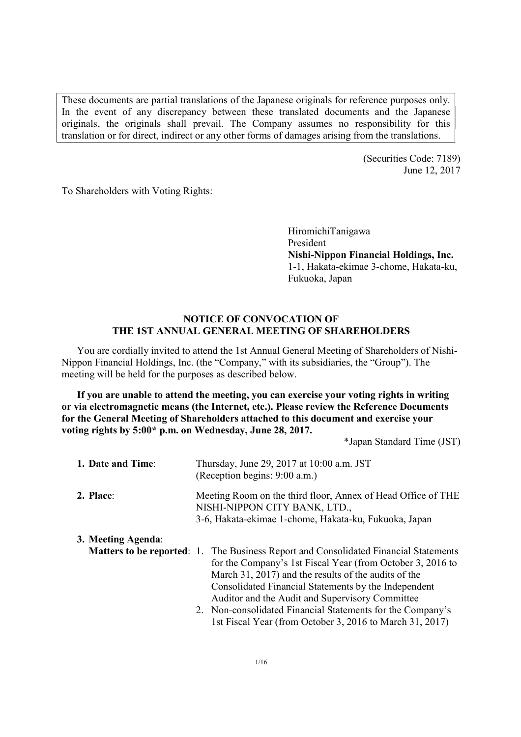These documents are partial translations of the Japanese originals for reference purposes only. In the event of any discrepancy between these translated documents and the Japanese originals, the originals shall prevail. The Company assumes no responsibility for this translation or for direct, indirect or any other forms of damages arising from the translations.

(Securities Code: 7189)
June 12, 2017

To Shareholders with Voting Rights:

HiromichiTanigawa
President
**Nishi-Nippon Financial Holdings, Inc.**
1-1, Hakata-ekimae 3-chome, Hakata-ku,
Fukuoka, Japan

# NOTICE OF CONVOCATION OF THE 1ST ANNUAL GENERAL MEETING OF SHAREHOLDERS

You are cordially invited to attend the 1st Annual General Meeting of Shareholders of Nishi-Nippon Financial Holdings, Inc. (the "Company," with its subsidiaries, the "Group"). The meeting will be held for the purposes as described below.

**If you are unable to attend the meeting, you can exercise your voting rights in writing or via electromagnetic means (the Internet, etc.). Please review the Reference Documents for the General Meeting of Shareholders attached to this document and exercise your voting rights by 5:00\* p.m. on Wednesday, June 28, 2017.**

*Japan Standard Time (JST)

**1. Date and Time**: Thursday, June 29, 2017 at 10:00 a.m. JST
(Reception begins: 9:00 a.m.)

**2. Place**: Meeting Room on the third floor, Annex of Head Office of THE NISHI-NIPPON CITY BANK, LTD.,
3-6, Hakata-ekimae 1-chome, Hakata-ku, Fukuoka, Japan

**3. Meeting Agenda**:

**Matters to be reported**:

1. The Business Report and Consolidated Financial Statements for the Company's 1st Fiscal Year (from October 3, 2016 to March 31, 2017) and the results of the audits of the Consolidated Financial Statements by the Independent Auditor and the Audit and Supervisory Committee
2. Non-consolidated Financial Statements for the Company's 1st Fiscal Year (from October 3, 2016 to March 31, 2017)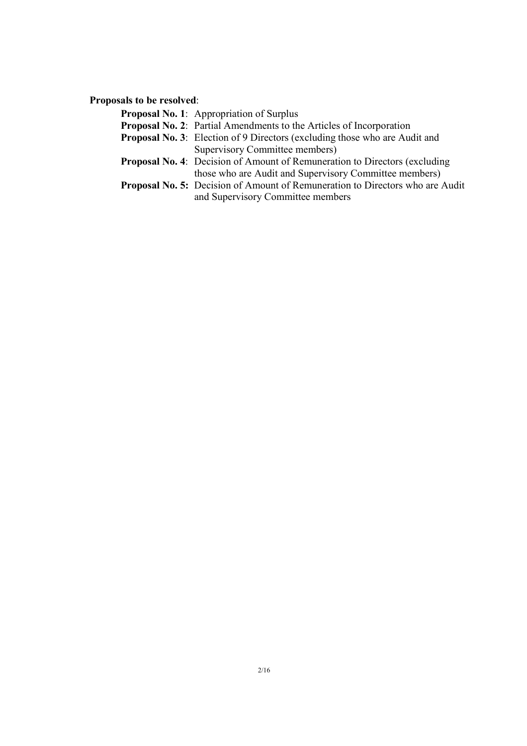**Proposals to be resolved**:

- **Proposal No. 1**: Appropriation of Surplus
- **Proposal No. 2**: Partial Amendments to the Articles of Incorporation
- **Proposal No. 3**: Election of 9 Directors (excluding those who are Audit and Supervisory Committee members)
- **Proposal No. 4**: Decision of Amount of Remuneration to Directors (excluding those who are Audit and Supervisory Committee members)
- **Proposal No. 5:** Decision of Amount of Remuneration to Directors who are Audit and Supervisory Committee members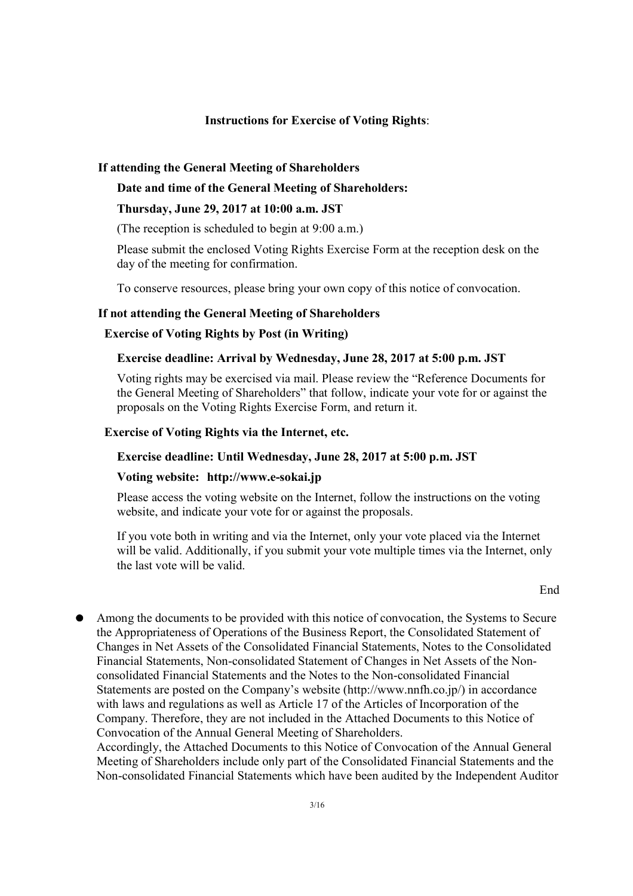**Instructions for Exercise of Voting Rights**:

**If attending the General Meeting of Shareholders**

**Date and time of the General Meeting of Shareholders:**

**Thursday, June 29, 2017 at 10:00 a.m. JST**

(The reception is scheduled to begin at 9:00 a.m.)

Please submit the enclosed Voting Rights Exercise Form at the reception desk on the day of the meeting for confirmation.

To conserve resources, please bring your own copy of this notice of convocation.

**If not attending the General Meeting of Shareholders**

**Exercise of Voting Rights by Post (in Writing)**

**Exercise deadline: Arrival by Wednesday, June 28, 2017 at 5:00 p.m. JST**

Voting rights may be exercised via mail. Please review the "Reference Documents for the General Meeting of Shareholders" that follow, indicate your vote for or against the proposals on the Voting Rights Exercise Form, and return it.

**Exercise of Voting Rights via the Internet, etc.**

**Exercise deadline: Until Wednesday, June 28, 2017 at 5:00 p.m. JST**

**Voting website: http://www.e-sokai.jp**

Please access the voting website on the Internet, follow the instructions on the voting website, and indicate your vote for or against the proposals.

If you vote both in writing and via the Internet, only your vote placed via the Internet will be valid. Additionally, if you submit your vote multiple times via the Internet, only the last vote will be valid.

End

- Among the documents to be provided with this notice of convocation, the Systems to Secure the Appropriateness of Operations of the Business Report, the Consolidated Statement of Changes in Net Assets of the Consolidated Financial Statements, Notes to the Consolidated Financial Statements, Non-consolidated Statement of Changes in Net Assets of the Non-consolidated Financial Statements and the Notes to the Non-consolidated Financial Statements are posted on the Company's website (http://www.nnfh.co.jp/) in accordance with laws and regulations as well as Article 17 of the Articles of Incorporation of the Company. Therefore, they are not included in the Attached Documents to this Notice of Convocation of the Annual General Meeting of Shareholders.
  Accordingly, the Attached Documents to this Notice of Convocation of the Annual General Meeting of Shareholders include only part of the Consolidated Financial Statements and the Non-consolidated Financial Statements which have been audited by the Independent Auditor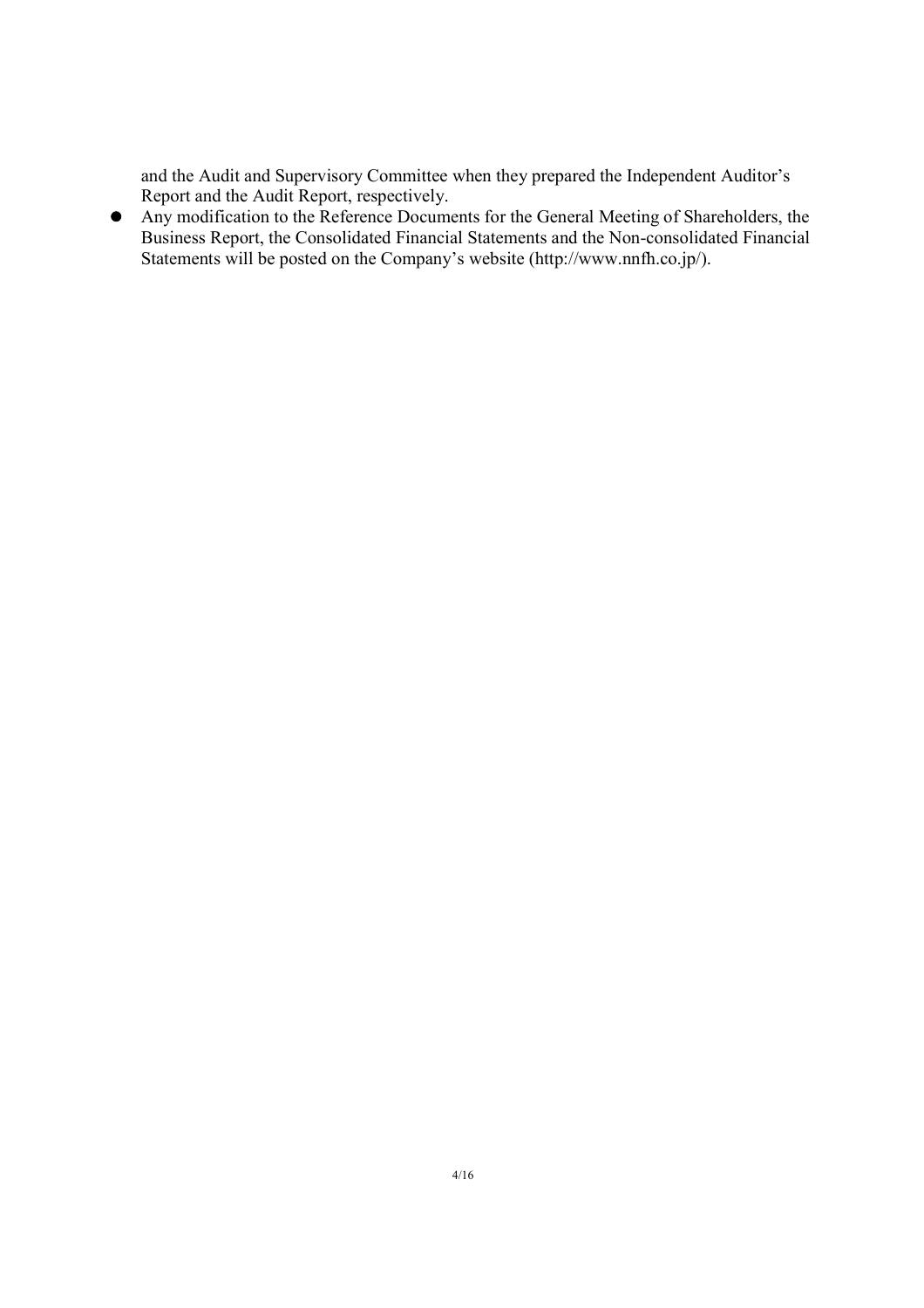and the Audit and Supervisory Committee when they prepared the Independent Auditor's Report and the Audit Report, respectively.

- Any modification to the Reference Documents for the General Meeting of Shareholders, the Business Report, the Consolidated Financial Statements and the Non-consolidated Financial Statements will be posted on the Company's website (http://www.nnfh.co.jp/).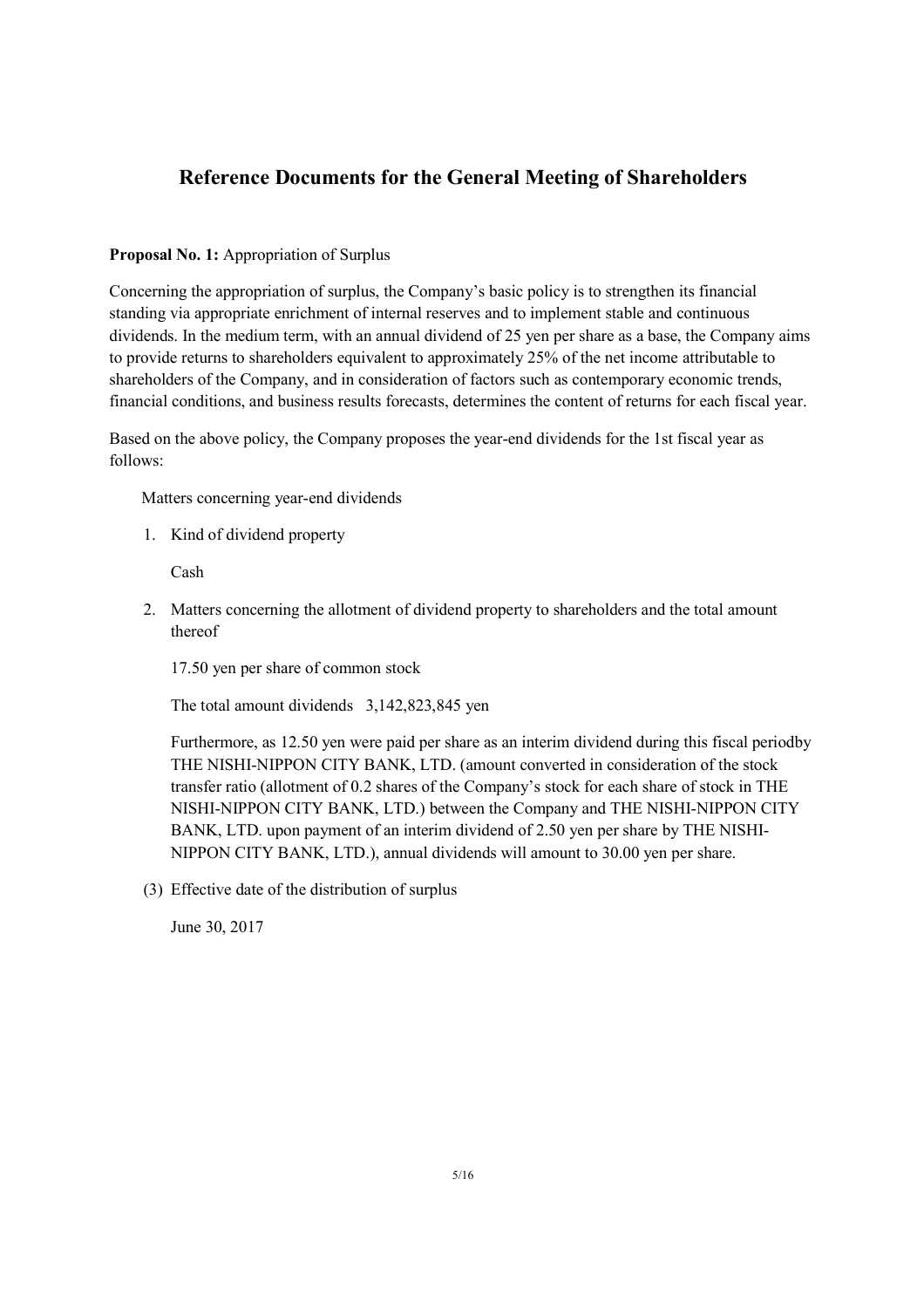# Reference Documents for the General Meeting of Shareholders

**Proposal No. 1:** Appropriation of Surplus

Concerning the appropriation of surplus, the Company's basic policy is to strengthen its financial standing via appropriate enrichment of internal reserves and to implement stable and continuous dividends. In the medium term, with an annual dividend of 25 yen per share as a base, the Company aims to provide returns to shareholders equivalent to approximately 25% of the net income attributable to shareholders of the Company, and in consideration of factors such as contemporary economic trends, financial conditions, and business results forecasts, determines the content of returns for each fiscal year.

Based on the above policy, the Company proposes the year-end dividends for the 1st fiscal year as follows:

Matters concerning year-end dividends

1. Kind of dividend property

   Cash

2. Matters concerning the allotment of dividend property to shareholders and the total amount thereof

   17.50 yen per share of common stock

   The total amount dividends 3,142,823,845 yen

   Furthermore, as 12.50 yen were paid per share as an interim dividend during this fiscal periodby THE NISHI-NIPPON CITY BANK, LTD. (amount converted in consideration of the stock transfer ratio (allotment of 0.2 shares of the Company's stock for each share of stock in THE NISHI-NIPPON CITY BANK, LTD.) between the Company and THE NISHI-NIPPON CITY BANK, LTD. upon payment of an interim dividend of 2.50 yen per share by THE NISHI-NIPPON CITY BANK, LTD.), annual dividends will amount to 30.00 yen per share.

(3) Effective date of the distribution of surplus

   June 30, 2017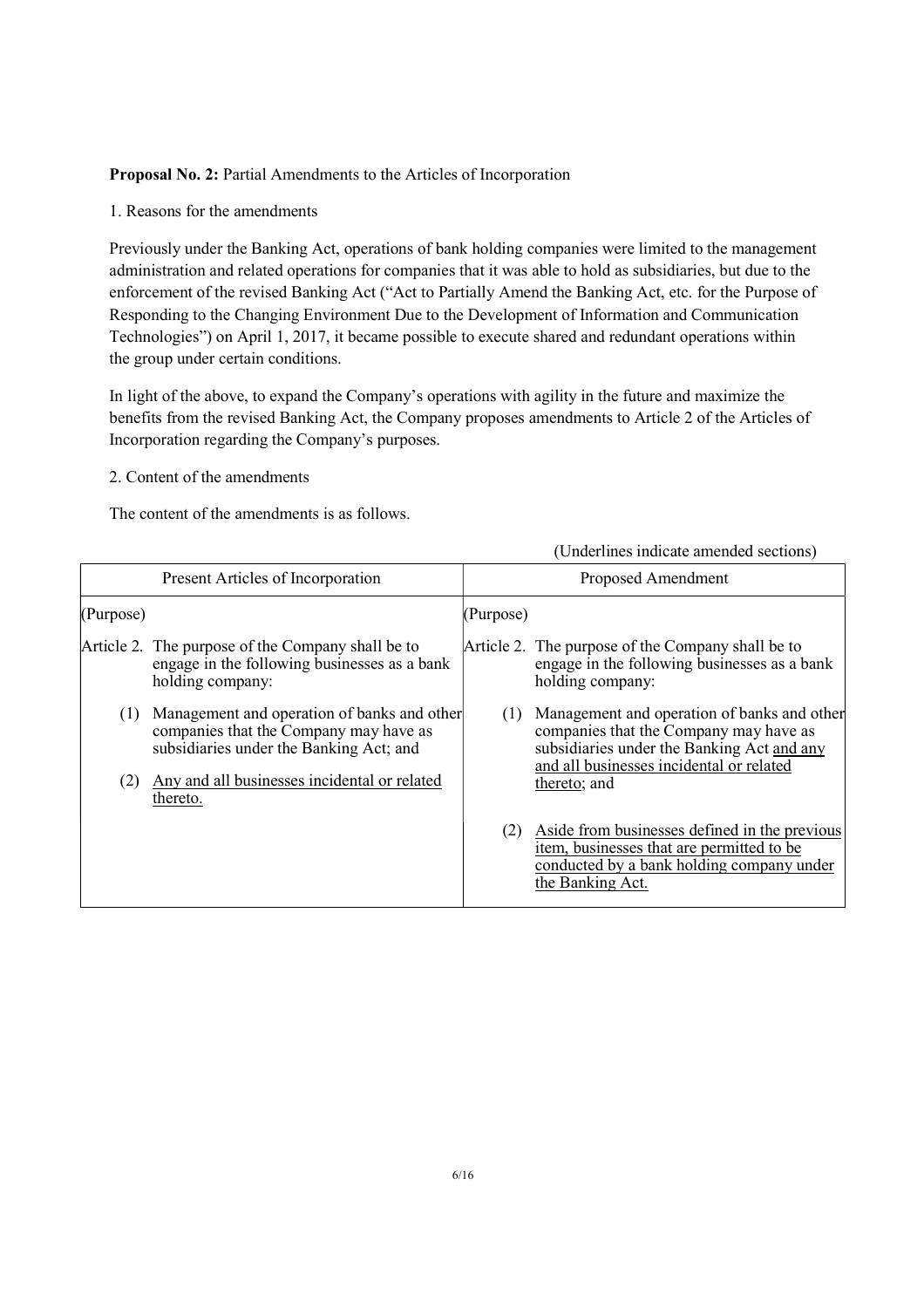**Proposal No. 2:** Partial Amendments to the Articles of Incorporation

1. Reasons for the amendments

Previously under the Banking Act, operations of bank holding companies were limited to the management administration and related operations for companies that it was able to hold as subsidiaries, but due to the enforcement of the revised Banking Act ("Act to Partially Amend the Banking Act, etc. for the Purpose of Responding to the Changing Environment Due to the Development of Information and Communication Technologies") on April 1, 2017, it became possible to execute shared and redundant operations within the group under certain conditions.

In light of the above, to expand the Company's operations with agility in the future and maximize the benefits from the revised Banking Act, the Company proposes amendments to Article 2 of the Articles of Incorporation regarding the Company's purposes.

2. Content of the amendments

The content of the amendments is as follows.

(Underlines indicate amended sections)

| Present Articles of Incorporation | Proposed Amendment |
|---|---|
| (Purpose) | (Purpose) |
| Article 2. The purpose of the Company shall be to engage in the following businesses as a bank holding company: | Article 2. The purpose of the Company shall be to engage in the following businesses as a bank holding company: |
| (1) Management and operation of banks and other companies that the Company may have as subsidiaries under the Banking Act; and | (1) Management and operation of banks and other companies that the Company may have as subsidiaries under the Banking Act <u>and any and all businesses incidental or related thereto</u>; and |
| (2) <u>Any and all businesses incidental or related thereto.</u> | |
| | (2) <u>Aside from businesses defined in the previous item, businesses that are permitted to be conducted by a bank holding company under the Banking Act.</u> |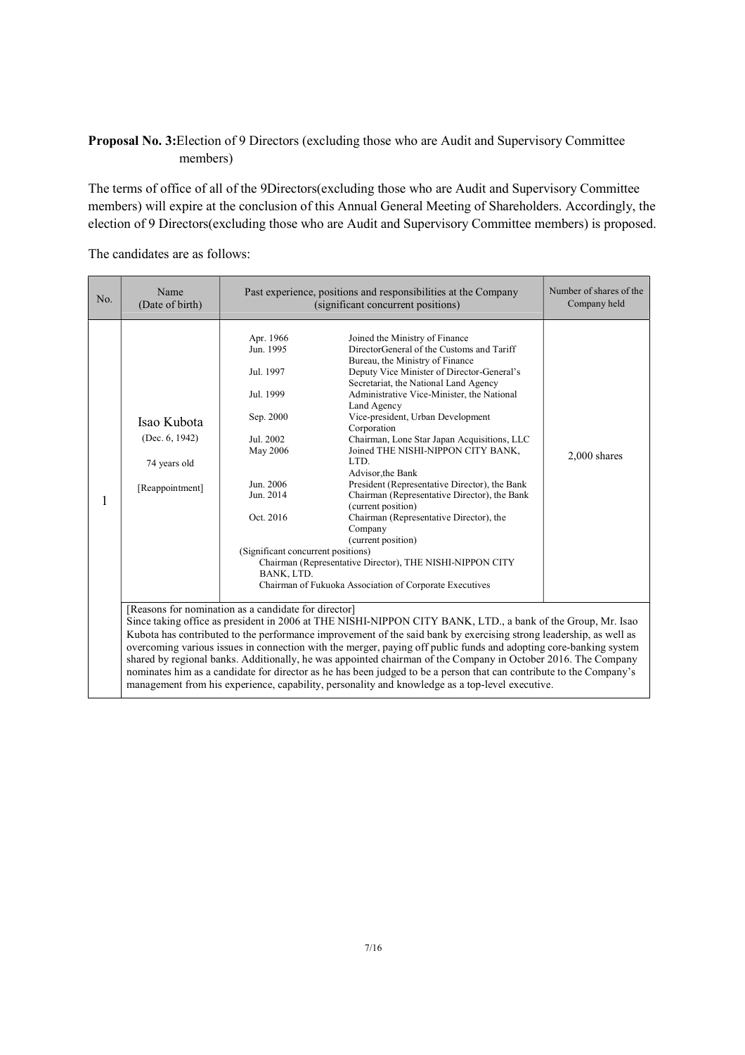**Proposal No. 3:**Election of 9 Directors (excluding those who are Audit and Supervisory Committee members)

The terms of office of all of the 9Directors(excluding those who are Audit and Supervisory Committee members) will expire at the conclusion of this Annual General Meeting of Shareholders. Accordingly, the election of 9 Directors(excluding those who are Audit and Supervisory Committee members) is proposed.

The candidates are as follows:

| No. | Name (Date of birth) | Past experience, positions and responsibilities at the Company (significant concurrent positions) | Number of shares of the Company held |
|---|---|---|---|
| 1 | Isao Kubota<br>(Dec. 6, 1942)<br>74 years old<br>[Reappointment] | Apr. 1966 Joined the Ministry of Finance<br>Jun. 1995 DirectorGeneral of the Customs and Tariff Bureau, the Ministry of Finance<br>Jul. 1997 Deputy Vice Minister of Director-General's Secretariat, the National Land Agency<br>Jul. 1999 Administrative Vice-Minister, the National Land Agency<br>Sep. 2000 Vice-president, Urban Development Corporation<br>Jul. 2002 Chairman, Lone Star Japan Acquisitions, LLC<br>May 2006 Joined THE NISHI-NIPPON CITY BANK, LTD.<br>Advisor,the Bank<br>Jun. 2006 President (Representative Director), the Bank<br>Jun. 2014 Chairman (Representative Director), the Bank (current position)<br>Oct. 2016 Chairman (Representative Director), the Company (current position)<br>(Significant concurrent positions)<br>Chairman (Representative Director), THE NISHI-NIPPON CITY BANK, LTD.<br>Chairman of Fukuoka Association of Corporate Executives | 2,000 shares |
| | [Reasons for nomination as a candidate for director]<br>Since taking office as president in 2006 at THE NISHI-NIPPON CITY BANK, LTD., a bank of the Group, Mr. Isao Kubota has contributed to the performance improvement of the said bank by exercising strong leadership, as well as overcoming various issues in connection with the merger, paying off public funds and adopting core-banking system shared by regional banks. Additionally, he was appointed chairman of the Company in October 2016. The Company nominates him as a candidate for director as he has been judged to be a person that can contribute to the Company's management from his experience, capability, personality and knowledge as a top-level executive. | | |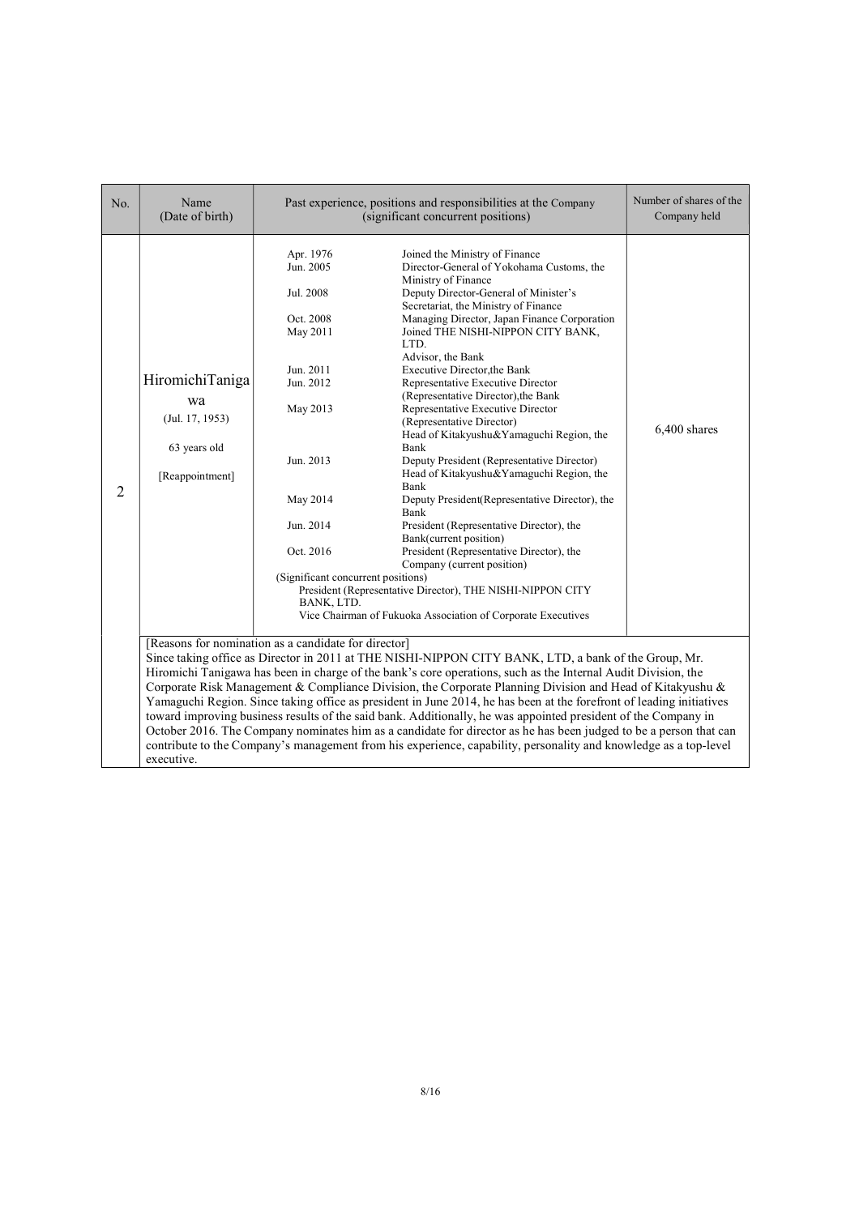| No. | Name (Date of birth) | Past experience, positions and responsibilities at the Company (significant concurrent positions) | Number of shares of the Company held |
|---|---|---|---|
| 2 | HiromichiTanigawa<br>(Jul. 17, 1953)<br>63 years old<br>[Reappointment] | Apr. 1976 Joined the Ministry of Finance<br>Jun. 2005 Director-General of Yokohama Customs, the Ministry of Finance<br>Jul. 2008 Deputy Director-General of Minister's Secretariat, the Ministry of Finance<br>Oct. 2008 Managing Director, Japan Finance Corporation<br>May 2011 Joined THE NISHI-NIPPON CITY BANK, LTD. Advisor, the Bank<br>Jun. 2011 Executive Director,the Bank<br>Jun. 2012 Representative Executive Director (Representative Director),the Bank<br>May 2013 Representative Executive Director (Representative Director) Head of Kitakyushu&Yamaguchi Region, the Bank<br>Jun. 2013 Deputy President (Representative Director) Head of Kitakyushu&Yamaguchi Region, the Bank<br>May 2014 Deputy President(Representative Director), the Bank<br>Jun. 2014 President (Representative Director), the Bank(current position)<br>Oct. 2016 President (Representative Director), the Company (current position)<br>(Significant concurrent positions)<br>President (Representative Director), THE NISHI-NIPPON CITY BANK, LTD.<br>Vice Chairman of Fukuoka Association of Corporate Executives | 6,400 shares |
| | [Reasons for nomination as a candidate for director]<br>Since taking office as Director in 2011 at THE NISHI-NIPPON CITY BANK, LTD, a bank of the Group, Mr. Hiromichi Tanigawa has been in charge of the bank's core operations, such as the Internal Audit Division, the Corporate Risk Management & Compliance Division, the Corporate Planning Division and Head of Kitakyushu & Yamaguchi Region. Since taking office as president in June 2014, he has been at the forefront of leading initiatives toward improving business results of the said bank. Additionally, he was appointed president of the Company in October 2016. The Company nominates him as a candidate for director as he has been judged to be a person that can contribute to the Company's management from his experience, capability, personality and knowledge as a top-level executive. | | |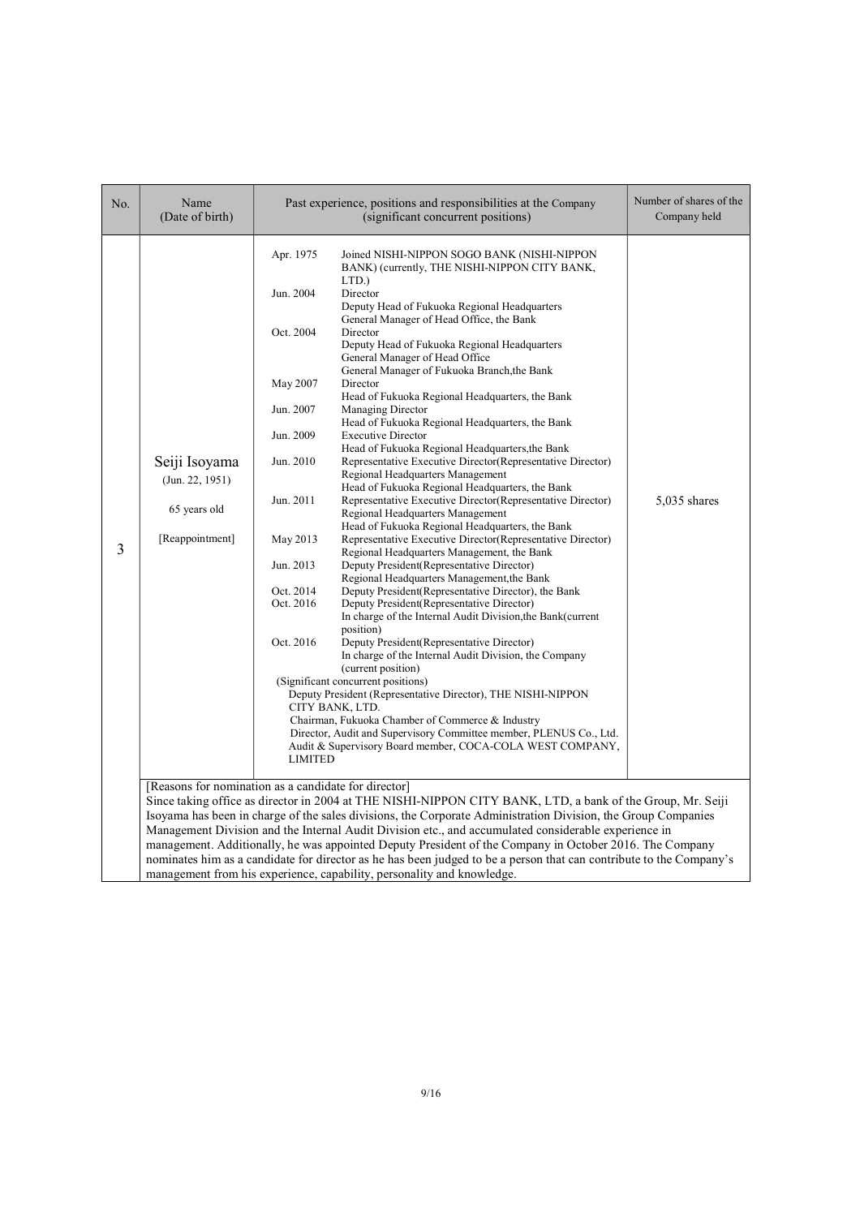| No. | Name (Date of birth) | Past experience, positions and responsibilities at the Company (significant concurrent positions) | Number of shares of the Company held |
|---|---|---|---|
| 3 | Seiji Isoyama (Jun. 22, 1951) 65 years old [Reappointment] | Apr. 1975 Joined NISHI-NIPPON SOGO BANK (NISHI-NIPPON BANK) (currently, THE NISHI-NIPPON CITY BANK, LTD.)<br>Jun. 2004 Director<br>Deputy Head of Fukuoka Regional Headquarters<br>General Manager of Head Office, the Bank<br>Oct. 2004 Director<br>Deputy Head of Fukuoka Regional Headquarters<br>General Manager of Head Office<br>General Manager of Fukuoka Branch,the Bank<br>May 2007 Director<br>Head of Fukuoka Regional Headquarters, the Bank<br>Jun. 2007 Managing Director<br>Head of Fukuoka Regional Headquarters, the Bank<br>Jun. 2009 Executive Director<br>Head of Fukuoka Regional Headquarters,the Bank<br>Jun. 2010 Representative Executive Director(Representative Director)<br>Regional Headquarters Management<br>Head of Fukuoka Regional Headquarters, the Bank<br>Jun. 2011 Representative Executive Director(Representative Director)<br>Regional Headquarters Management<br>Head of Fukuoka Regional Headquarters, the Bank<br>May 2013 Representative Executive Director(Representative Director)<br>Regional Headquarters Management, the Bank<br>Jun. 2013 Deputy President(Representative Director)<br>Regional Headquarters Management,the Bank<br>Oct. 2014 Deputy President(Representative Director), the Bank<br>Oct. 2016 Deputy President(Representative Director)<br>In charge of the Internal Audit Division,the Bank(current position)<br>Oct. 2016 Deputy President(Representative Director)<br>In charge of the Internal Audit Division, the Company (current position)<br>(Significant concurrent positions)<br>Deputy President (Representative Director), THE NISHI-NIPPON CITY BANK, LTD.<br>Chairman, Fukuoka Chamber of Commerce & Industry<br>Director, Audit and Supervisory Committee member, PLENUS Co., Ltd.<br>Audit & Supervisory Board member, COCA-COLA WEST COMPANY, LIMITED | 5,035 shares |
| | [Reasons for nomination as a candidate for director]<br>Since taking office as director in 2004 at THE NISHI-NIPPON CITY BANK, LTD, a bank of the Group, Mr. Seiji Isoyama has been in charge of the sales divisions, the Corporate Administration Division, the Group Companies Management Division and the Internal Audit Division etc., and accumulated considerable experience in management. Additionally, he was appointed Deputy President of the Company in October 2016. The Company nominates him as a candidate for director as he has been judged to be a person that can contribute to the Company's management from his experience, capability, personality and knowledge. | | |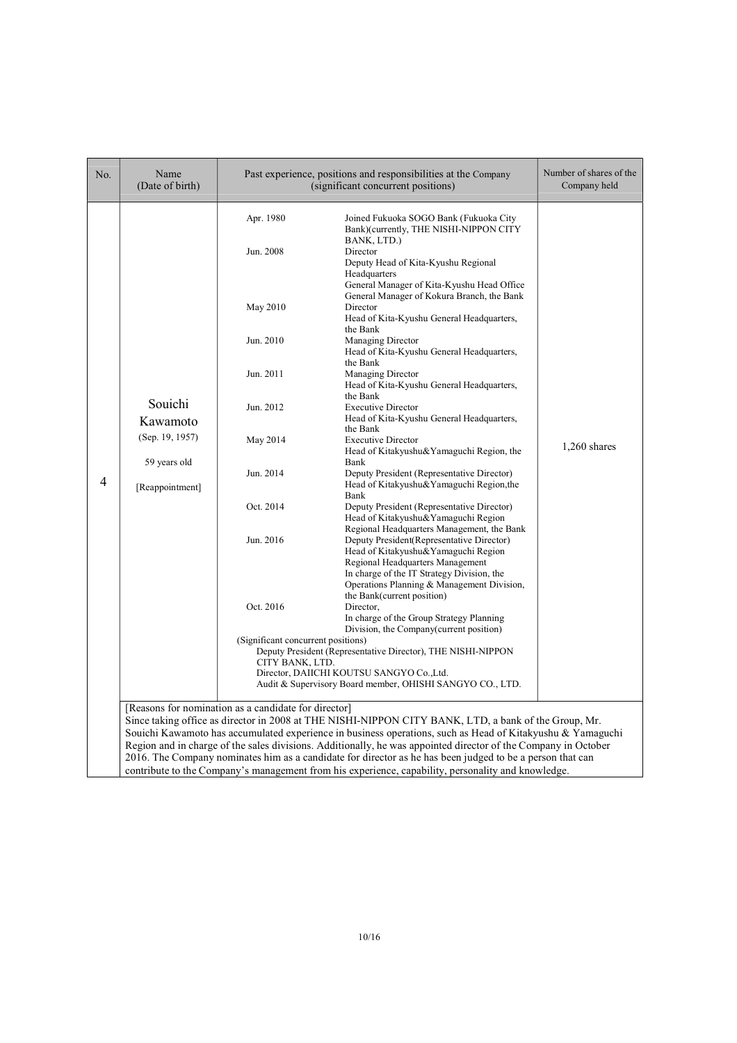| No. | Name (Date of birth) | Past experience, positions and responsibilities at the Company (significant concurrent positions) | | Number of shares of the Company held |
|---|---|---|---|---|
| 4 | Souichi Kawamoto (Sep. 19, 1957) 59 years old [Reappointment] | Apr. 1980 | Joined Fukuoka SOGO Bank (Fukuoka City Bank)(currently, THE NISHI-NIPPON CITY BANK, LTD.) | 1,260 shares |
| | | Jun. 2008 | Director<br>Deputy Head of Kita-Kyushu Regional Headquarters<br>General Manager of Kita-Kyushu Head Office<br>General Manager of Kokura Branch, the Bank | |
| | | May 2010 | Director<br>Head of Kita-Kyushu General Headquarters, the Bank | |
| | | Jun. 2010 | Managing Director<br>Head of Kita-Kyushu General Headquarters, the Bank | |
| | | Jun. 2011 | Managing Director<br>Head of Kita-Kyushu General Headquarters, the Bank | |
| | | Jun. 2012 | Executive Director<br>Head of Kita-Kyushu General Headquarters, the Bank | |
| | | May 2014 | Executive Director<br>Head of Kitakyushu&Yamaguchi Region, the Bank | |
| | | Jun. 2014 | Deputy President (Representative Director)<br>Head of Kitakyushu&Yamaguchi Region,the Bank | |
| | | Oct. 2014 | Deputy President (Representative Director)<br>Head of Kitakyushu&Yamaguchi Region<br>Regional Headquarters Management, the Bank | |
| | | Jun. 2016 | Deputy President(Representative Director)<br>Head of Kitakyushu&Yamaguchi Region<br>Regional Headquarters Management<br>In charge of the IT Strategy Division, the Operations Planning & Management Division, the Bank(current position) | |
| | | Oct. 2016 | Director,<br>In charge of the Group Strategy Planning Division, the Company(current position) | |
| | | (Significant concurrent positions)<br>Deputy President (Representative Director), THE NISHI-NIPPON CITY BANK, LTD.<br>Director, DAIICHI KOUTSU SANGYO Co.,Ltd.<br>Audit & Supervisory Board member, OHISHI SANGYO CO., LTD. | | |
| | [Reasons for nomination as a candidate for director]<br>Since taking office as director in 2008 at THE NISHI-NIPPON CITY BANK, LTD, a bank of the Group, Mr. Souichi Kawamoto has accumulated experience in business operations, such as Head of Kitakyushu & Yamaguchi Region and in charge of the sales divisions. Additionally, he was appointed director of the Company in October 2016. The Company nominates him as a candidate for director as he has been judged to be a person that can contribute to the Company's management from his experience, capability, personality and knowledge. | | | |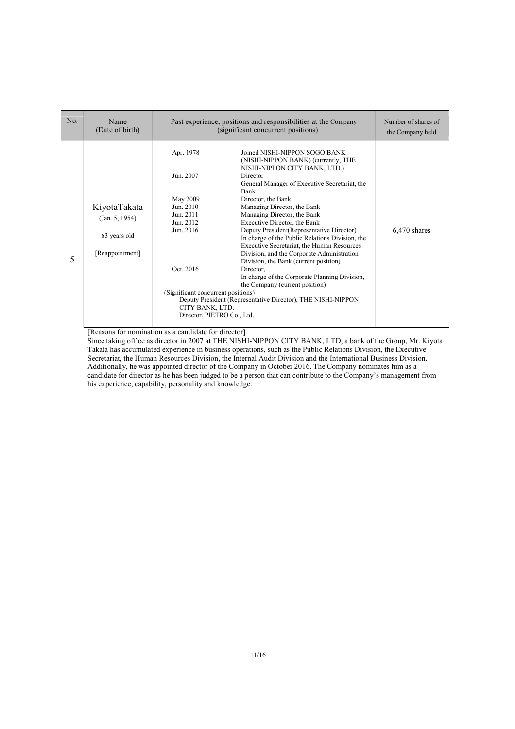| No. | Name (Date of birth) | Past experience, positions and responsibilities at the Company (significant concurrent positions) | Number of shares of the Company held |
|---|---|---|---|
| 5 | KiyotaTakata (Jan. 5, 1954) 63 years old [Reappointment] | Apr. 1978 Joined NISHI-NIPPON SOGO BANK (NISHI-NIPPON BANK) (currently, THE NISHI-NIPPON CITY BANK, LTD.)<br>Jun. 2007 Director General Manager of Executive Secretariat, the Bank<br>May 2009 Director, the Bank<br>Jun. 2010 Managing Director, the Bank<br>Jun. 2011 Managing Director, the Bank<br>Jun. 2012 Executive Director, the Bank<br>Jun. 2016 Deputy President(Representative Director) In charge of the Public Relations Division, the Executive Secretariat, the Human Resources Division, and the Corporate Administration Division, the Bank (current position)<br>Oct. 2016 Director, In charge of the Corporate Planning Division, the Company (current position)<br>(Significant concurrent positions)<br>Deputy President (Representative Director), THE NISHI-NIPPON CITY BANK, LTD.<br>Director, PIETRO Co., Ltd. | 6,470 shares |
| | [Reasons for nomination as a candidate for director]<br>Since taking office as director in 2007 at THE NISHI-NIPPON CITY BANK, LTD, a bank of the Group, Mr. Kiyota Takata has accumulated experience in business operations, such as the Public Relations Division, the Executive Secretariat, the Human Resources Division, the Internal Audit Division and the International Business Division. Additionally, he was appointed director of the Company in October 2016. The Company nominates him as a candidate for director as he has been judged to be a person that can contribute to the Company's management from his experience, capability, personality and knowledge. | | |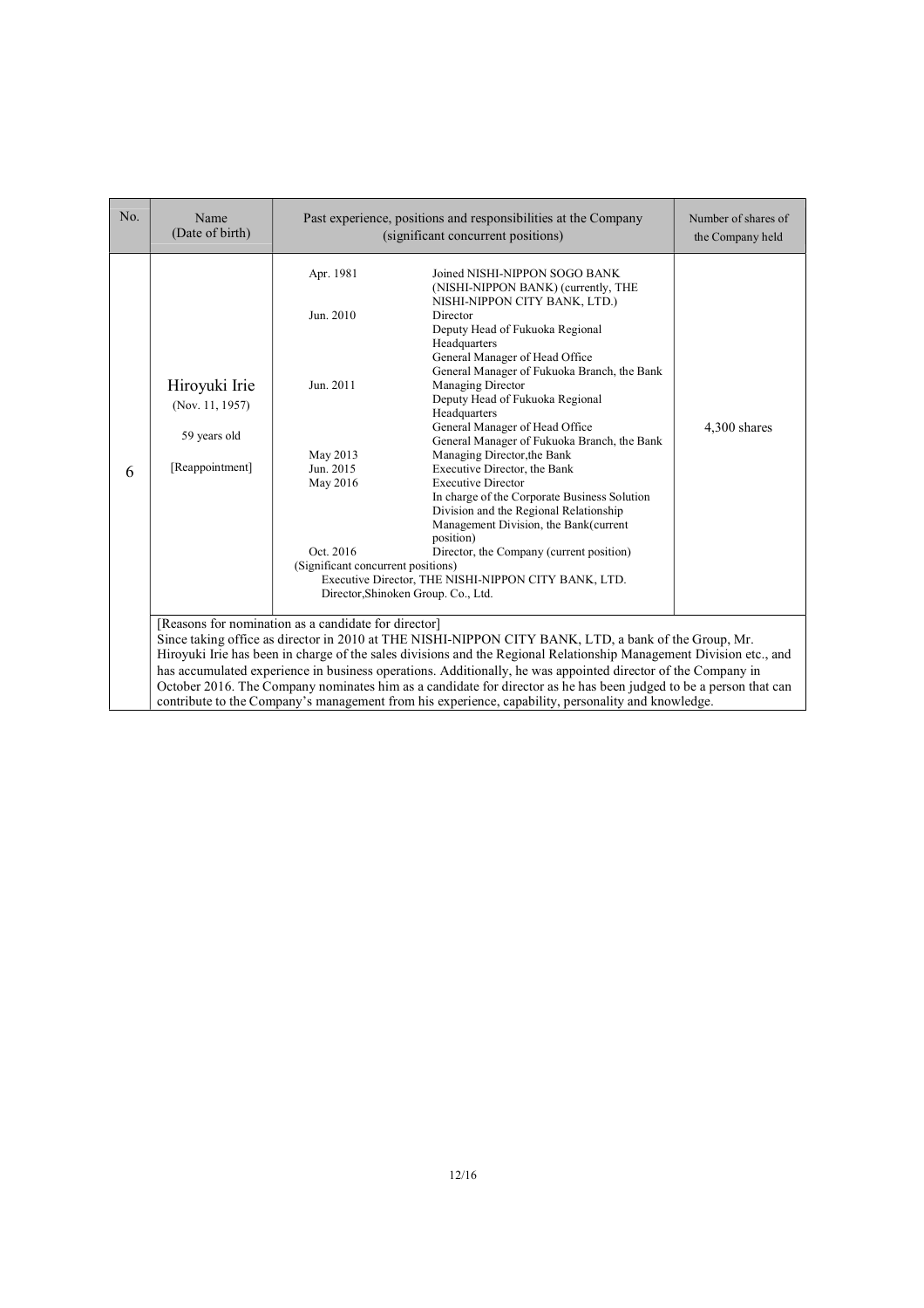| No. | Name (Date of birth) | Past experience, positions and responsibilities at the Company (significant concurrent positions) | Number of shares of the Company held |
|---|---|---|---|
| 6 | Hiroyuki Irie (Nov. 11, 1957)<br><br>59 years old<br><br>[Reappointment] | Apr. 1981 Joined NISHI-NIPPON SOGO BANK (NISHI-NIPPON BANK) (currently, THE NISHI-NIPPON CITY BANK, LTD.)<br>Jun. 2010 Director<br>Deputy Head of Fukuoka Regional Headquarters<br>General Manager of Head Office<br>General Manager of Fukuoka Branch, the Bank<br>Jun. 2011 Managing Director<br>Deputy Head of Fukuoka Regional Headquarters<br>General Manager of Head Office<br>General Manager of Fukuoka Branch, the Bank<br>May 2013 Managing Director,the Bank<br>Jun. 2015 Executive Director, the Bank<br>May 2016 Executive Director<br>In charge of the Corporate Business Solution Division and the Regional Relationship Management Division, the Bank(current position)<br>Oct. 2016 Director, the Company (current position)<br>(Significant concurrent positions)<br>Executive Director, THE NISHI-NIPPON CITY BANK, LTD.<br>Director,Shinoken Group. Co., Ltd. | 4,300 shares |
| | [Reasons for nomination as a candidate for director]<br>Since taking office as director in 2010 at THE NISHI-NIPPON CITY BANK, LTD, a bank of the Group, Mr. Hiroyuki Irie has been in charge of the sales divisions and the Regional Relationship Management Division etc., and has accumulated experience in business operations. Additionally, he was appointed director of the Company in October 2016. The Company nominates him as a candidate for director as he has been judged to be a person that can contribute to the Company's management from his experience, capability, personality and knowledge. | | |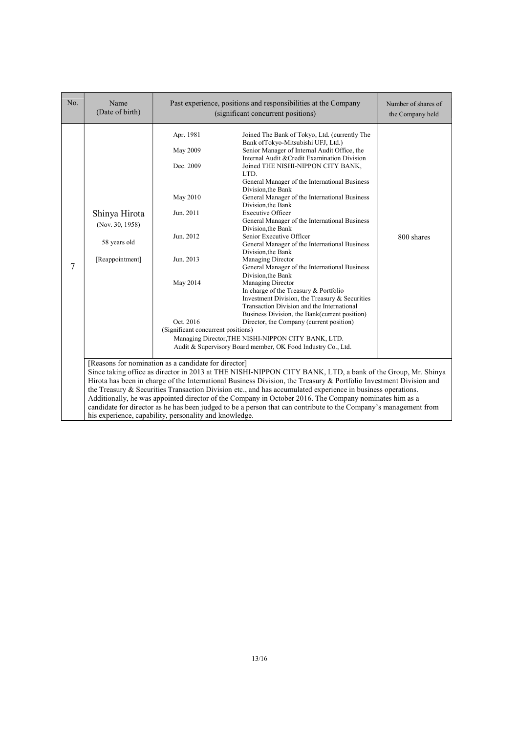| No. | Name (Date of birth) | Past experience, positions and responsibilities at the Company (significant concurrent positions) | Number of shares of the Company held |
|---|---|---|---|
| 7 | Shinya Hirota (Nov. 30, 1958) 58 years old [Reappointment] | Apr. 1981 Joined The Bank of Tokyo, Ltd. (currently The Bank ofTokyo-Mitsubishi UFJ, Ltd.)<br>May 2009 Senior Manager of Internal Audit Office, the Internal Audit &Credit Examination Division<br>Dec. 2009 Joined THE NISHI-NIPPON CITY BANK, LTD. General Manager of the International Business Division,the Bank<br>May 2010 General Manager of the International Business Division,the Bank<br>Jun. 2011 Executive Officer General Manager of the International Business Division,the Bank<br>Jun. 2012 Senior Executive Officer General Manager of the International Business Division,the Bank<br>Jun. 2013 Managing Director General Manager of the International Business Division,the Bank<br>May 2014 Managing Director In charge of the Treasury & Portfolio Investment Division, the Treasury & Securities Transaction Division and the International Business Division, the Bank(current position)<br>Oct. 2016 Director, the Company (current position)<br>(Significant concurrent positions)<br>Managing Director,THE NISHI-NIPPON CITY BANK, LTD.<br>Audit & Supervisory Board member, OK Food Industry Co., Ltd. | 800 shares |
| | [Reasons for nomination as a candidate for director]<br>Since taking office as director in 2013 at THE NISHI-NIPPON CITY BANK, LTD, a bank of the Group, Mr. Shinya Hirota has been in charge of the International Business Division, the Treasury & Portfolio Investment Division and the Treasury & Securities Transaction Division etc., and has accumulated experience in business operations. Additionally, he was appointed director of the Company in October 2016. The Company nominates him as a candidate for director as he has been judged to be a person that can contribute to the Company's management from his experience, capability, personality and knowledge. | | |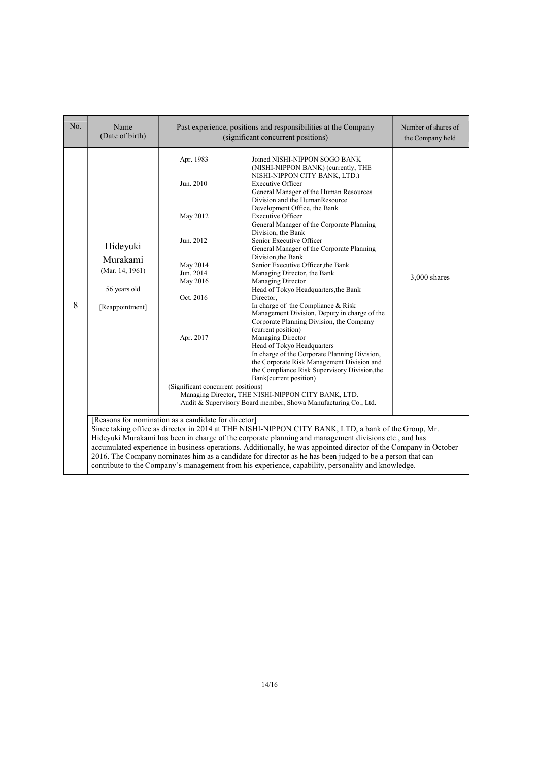| No. | Name (Date of birth) | Past experience, positions and responsibilities at the Company (significant concurrent positions) | Number of shares of the Company held |
|---|---|---|---|
| 8 | Hideyuki Murakami<br>(Mar. 14, 1961)<br><br>56 years old<br><br>[Reappointment] | Apr. 1983 Joined NISHI-NIPPON SOGO BANK (NISHI-NIPPON BANK) (currently, THE NISHI-NIPPON CITY BANK, LTD.)<br>Jun. 2010 Executive Officer<br>General Manager of the Human Resources Division and the HumanResource Development Office, the Bank<br>May 2012 Executive Officer<br>General Manager of the Corporate Planning Division, the Bank<br>Jun. 2012 Senior Executive Officer<br>General Manager of the Corporate Planning Division,the Bank<br>May 2014 Senior Executive Officer,the Bank<br>Jun. 2014 Managing Director, the Bank<br>May 2016 Managing Director<br>Head of Tokyo Headquarters,the Bank<br>Oct. 2016 Director,<br>In charge of the Compliance & Risk Management Division, Deputy in charge of the Corporate Planning Division, the Company (current position)<br>Apr. 2017 Managing Director<br>Head of Tokyo Headquarters<br>In charge of the Corporate Planning Division, the Corporate Risk Management Division and the Compliance Risk Supervisory Division,the Bank(current position)<br>(Significant concurrent positions)<br>Managing Director, THE NISHI-NIPPON CITY BANK, LTD.<br>Audit & Supervisory Board member, Showa Manufacturing Co., Ltd. | 3,000 shares |
| | [Reasons for nomination as a candidate for director]<br>Since taking office as director in 2014 at THE NISHI-NIPPON CITY BANK, LTD, a bank of the Group, Mr. Hideyuki Murakami has been in charge of the corporate planning and management divisions etc., and has accumulated experience in business operations. Additionally, he was appointed director of the Company in October 2016. The Company nominates him as a candidate for director as he has been judged to be a person that can contribute to the Company's management from his experience, capability, personality and knowledge. | | |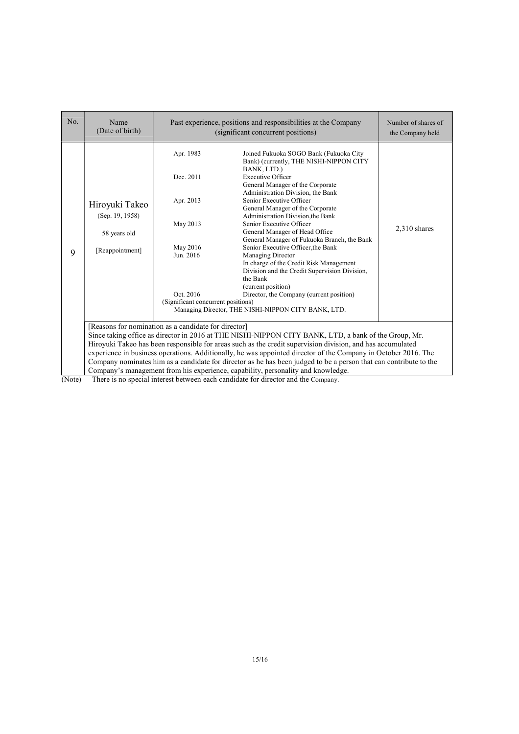| No. | Name<br>(Date of birth) | Past experience, positions and responsibilities at the Company<br>(significant concurrent positions) | Number of shares of the Company held |
|---|---|---|---|
| 9 | Hiroyuki Takeo<br>(Sep. 19, 1958)<br><br>58 years old<br><br>[Reappointment] | Apr. 1983 Joined Fukuoka SOGO Bank (Fukuoka City Bank) (currently, THE NISHI-NIPPON CITY BANK, LTD.)<br>Dec. 2011 Executive Officer<br>General Manager of the Corporate Administration Division, the Bank<br>Apr. 2013 Senior Executive Officer<br>General Manager of the Corporate Administration Division,the Bank<br>May 2013 Senior Executive Officer<br>General Manager of Head Office<br>General Manager of Fukuoka Branch, the Bank<br>May 2016 Senior Executive Officer,the Bank<br>Jun. 2016 Managing Director<br>In charge of the Credit Risk Management Division and the Credit Supervision Division, the Bank<br>(current position)<br>Oct. 2016 Director, the Company (current position)<br>(Significant concurrent positions)<br>Managing Director, THE NISHI-NIPPON CITY BANK, LTD. | 2,310 shares |
| | [Reasons for nomination as a candidate for director]<br>Since taking office as director in 2016 at THE NISHI-NIPPON CITY BANK, LTD, a bank of the Group, Mr. Hiroyuki Takeo has been responsible for areas such as the credit supervision division, and has accumulated experience in business operations. Additionally, he was appointed director of the Company in October 2016. The Company nominates him as a candidate for director as he has been judged to be a person that can contribute to the Company's management from his experience, capability, personality and knowledge. | | |

(Note) There is no special interest between each candidate for director and the Company.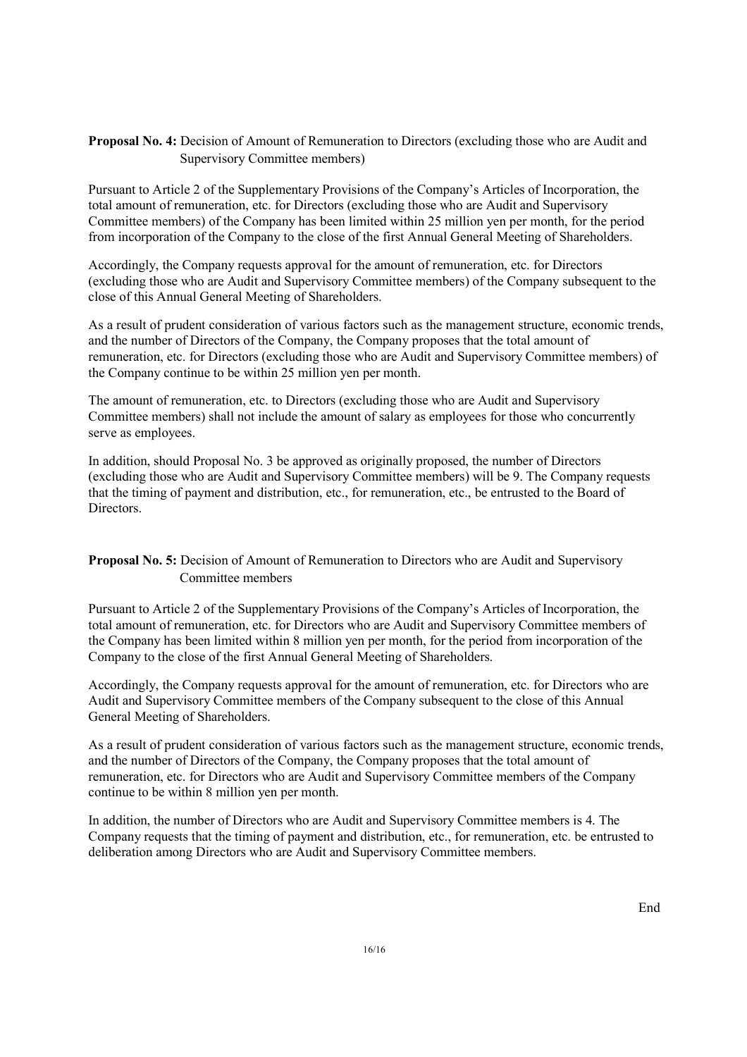**Proposal No. 4:** Decision of Amount of Remuneration to Directors (excluding those who are Audit and Supervisory Committee members)

Pursuant to Article 2 of the Supplementary Provisions of the Company's Articles of Incorporation, the total amount of remuneration, etc. for Directors (excluding those who are Audit and Supervisory Committee members) of the Company has been limited within 25 million yen per month, for the period from incorporation of the Company to the close of the first Annual General Meeting of Shareholders.

Accordingly, the Company requests approval for the amount of remuneration, etc. for Directors (excluding those who are Audit and Supervisory Committee members) of the Company subsequent to the close of this Annual General Meeting of Shareholders.

As a result of prudent consideration of various factors such as the management structure, economic trends, and the number of Directors of the Company, the Company proposes that the total amount of remuneration, etc. for Directors (excluding those who are Audit and Supervisory Committee members) of the Company continue to be within 25 million yen per month.

The amount of remuneration, etc. to Directors (excluding those who are Audit and Supervisory Committee members) shall not include the amount of salary as employees for those who concurrently serve as employees.

In addition, should Proposal No. 3 be approved as originally proposed, the number of Directors (excluding those who are Audit and Supervisory Committee members) will be 9. The Company requests that the timing of payment and distribution, etc., for remuneration, etc., be entrusted to the Board of Directors.

**Proposal No. 5:** Decision of Amount of Remuneration to Directors who are Audit and Supervisory Committee members

Pursuant to Article 2 of the Supplementary Provisions of the Company's Articles of Incorporation, the total amount of remuneration, etc. for Directors who are Audit and Supervisory Committee members of the Company has been limited within 8 million yen per month, for the period from incorporation of the Company to the close of the first Annual General Meeting of Shareholders.

Accordingly, the Company requests approval for the amount of remuneration, etc. for Directors who are Audit and Supervisory Committee members of the Company subsequent to the close of this Annual General Meeting of Shareholders.

As a result of prudent consideration of various factors such as the management structure, economic trends, and the number of Directors of the Company, the Company proposes that the total amount of remuneration, etc. for Directors who are Audit and Supervisory Committee members of the Company continue to be within 8 million yen per month.

In addition, the number of Directors who are Audit and Supervisory Committee members is 4. The Company requests that the timing of payment and distribution, etc., for remuneration, etc. be entrusted to deliberation among Directors who are Audit and Supervisory Committee members.

End